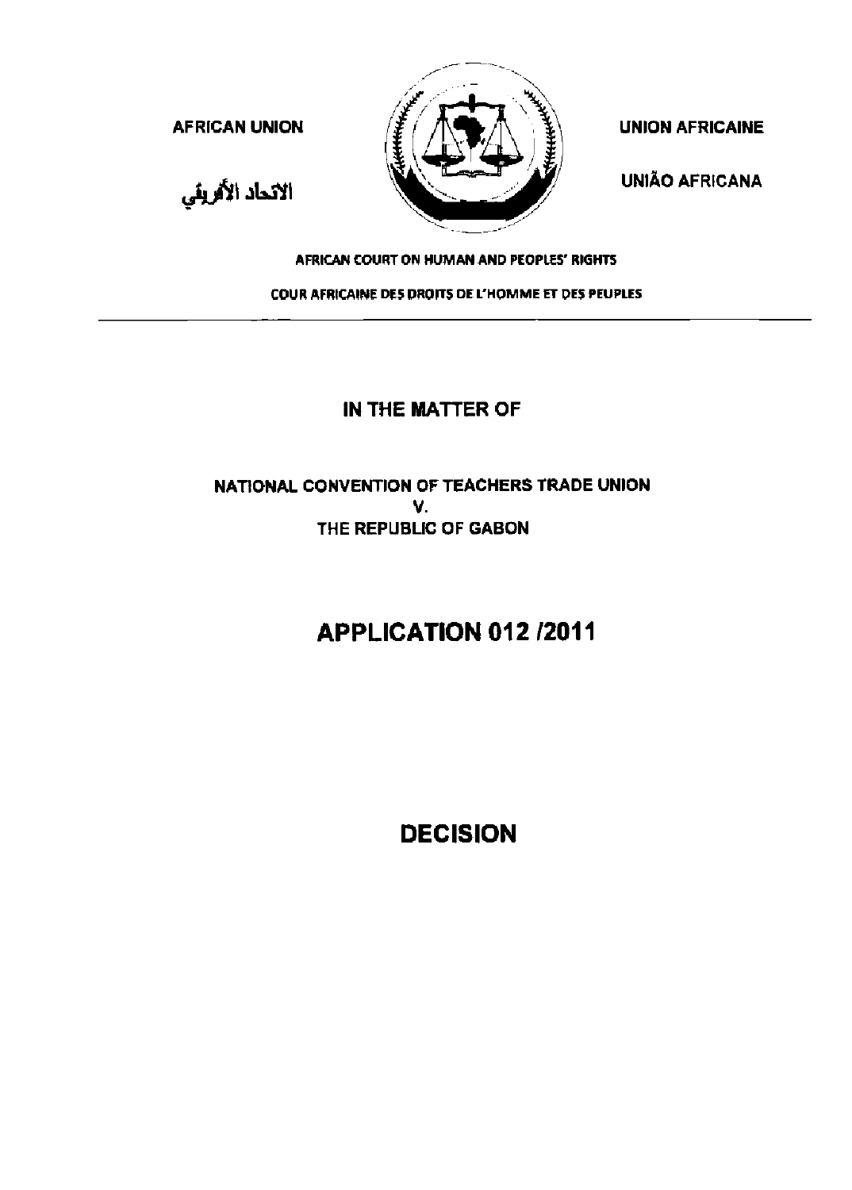AFRICAN UNION

الاتحاد الأفريقي

UNION AFRICAINE

UNIÃO AFRICANA

AFRICAN COURT ON HUMAN AND PEOPLES' RIGHTS

COUR AFRICAINE DES DROITS DE L'HOMME ET DES PEUPLES

---

**IN THE MATTER OF**

**NATIONAL CONVENTION OF TEACHERS TRADE UNION**
**V.**
**THE REPUBLIC OF GABON**

# APPLICATION 012 /2011

# DECISION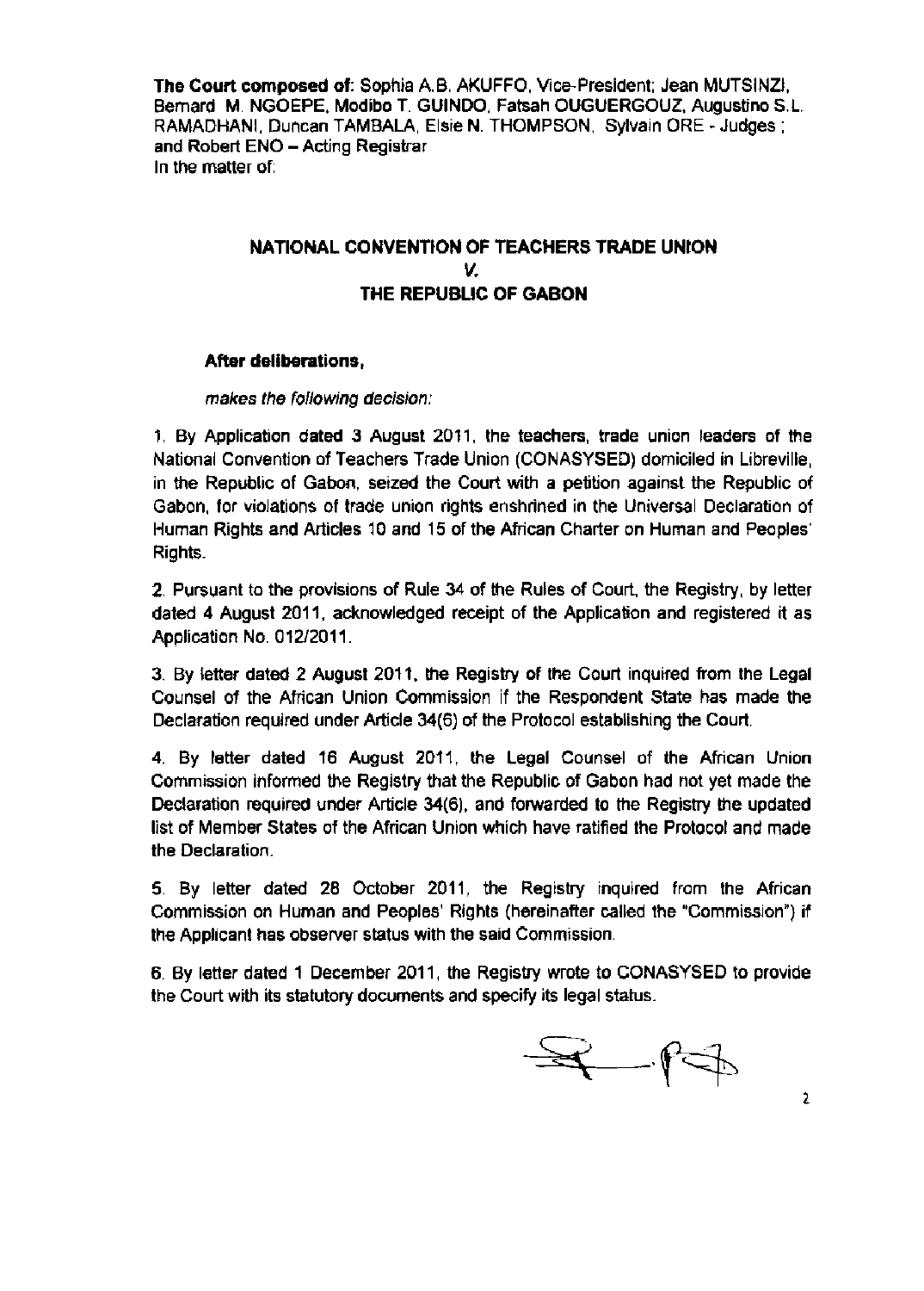**The Court composed of:** Sophia A.B. AKUFFO, Vice-President; Jean MUTSINZI, Bernard M. NGOEPE, Modibo T. GUINDO, Fatsah OUGUERGOUZ, Augustino S.L. RAMADHANI, Duncan TAMBALA, Elsie N. THOMPSON, Sylvain ORE - Judges ; and Robert ENO – Acting Registrar

In the matter of:

**NATIONAL CONVENTION OF TEACHERS TRADE UNION**

***V.***

**THE REPUBLIC OF GABON**

**After deliberations,**

*makes the following decision:*

1. By Application dated 3 August 2011, the teachers, trade union leaders of the National Convention of Teachers Trade Union (CONASYSED) domiciled in Libreville, in the Republic of Gabon, seized the Court with a petition against the Republic of Gabon, for violations of trade union rights enshrined in the Universal Declaration of Human Rights and Articles 10 and 15 of the African Charter on Human and Peoples' Rights.

2. Pursuant to the provisions of Rule 34 of the Rules of Court, the Registry, by letter dated 4 August 2011, acknowledged receipt of the Application and registered it as Application No. 012/2011.

3. By letter dated 2 August 2011, the Registry of the Court inquired from the Legal Counsel of the African Union Commission if the Respondent State has made the Declaration required under Article 34(6) of the Protocol establishing the Court.

4. By letter dated 16 August 2011, the Legal Counsel of the African Union Commission informed the Registry that the Republic of Gabon had not yet made the Declaration required under Article 34(6), and forwarded to the Registry the updated list of Member States of the African Union which have ratified the Protocol and made the Declaration.

5. By letter dated 28 October 2011, the Registry inquired from the African Commission on Human and Peoples' Rights (hereinafter called the "Commission") if the Applicant has observer status with the said Commission.

6. By letter dated 1 December 2011, the Registry wrote to CONASYSED to provide the Court with its statutory documents and specify its legal status.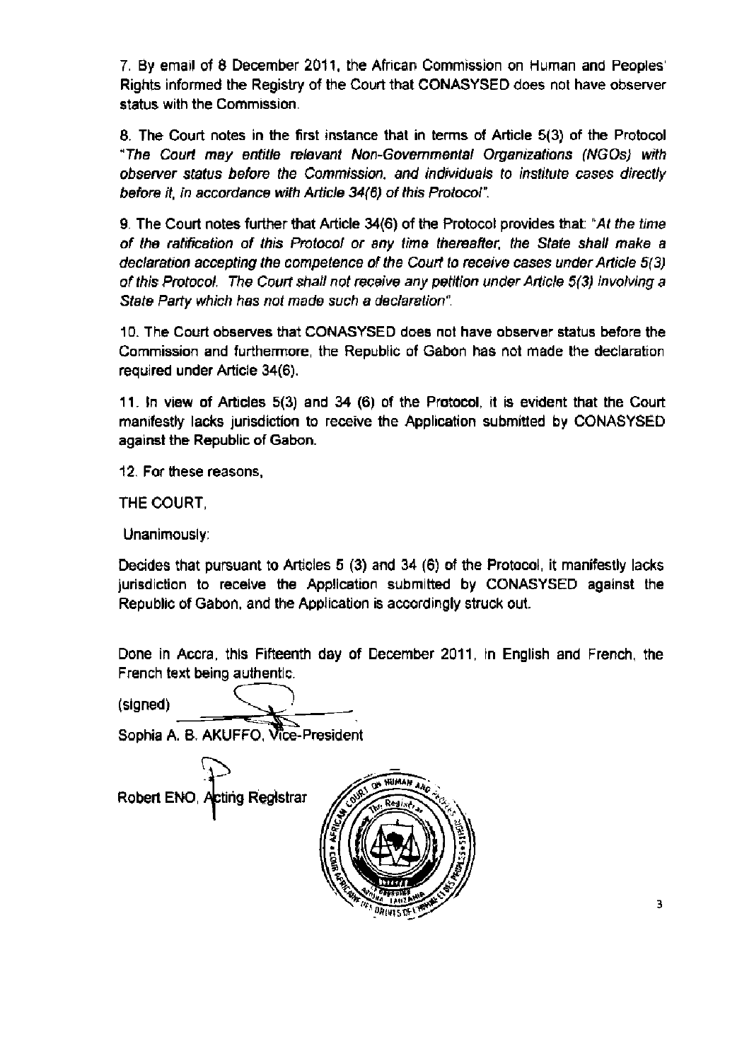7. By email of 8 December 2011, the African Commission on Human and Peoples' Rights informed the Registry of the Court that CONASYSED does not have observer status with the Commission.

8. The Court notes in the first instance that in terms of Article 5(3) of the Protocol "*The Court may entitle relevant Non-Governmental Organizations (NGOs) with observer status before the Commission, and individuals to institute cases directly before it, in accordance with Article 34(6) of this Protocol*".

9. The Court notes further that Article 34(6) of the Protocol provides that: "*At the time of the ratification of this Protocol or any time thereafter, the State shall make a declaration accepting the competence of the Court to receive cases under Article 5(3) of this Protocol. The Court shall not receive any petition under Article 5(3) involving a State Party which has not made such a declaration*".

10. The Court observes that CONASYSED does not have observer status before the Commission and furthermore, the Republic of Gabon has not made the declaration required under Article 34(6).

11. In view of Articles 5(3) and 34 (6) of the Protocol, it is evident that the Court manifestly lacks jurisdiction to receive the Application submitted by CONASYSED against the Republic of Gabon.

12. For these reasons,

THE COURT,

Unanimously:

Decides that pursuant to Articles 5 (3) and 34 (6) of the Protocol, it manifestly lacks jurisdiction to receive the Application submitted by CONASYSED against the Republic of Gabon, and the Application is accordingly struck out.

Done in Accra, this Fifteenth day of December 2011, in English and French, the French text being authentic.

(signed)

Sophia A. B. AKUFFO, Vice-President

Robert ENO, Acting Registrar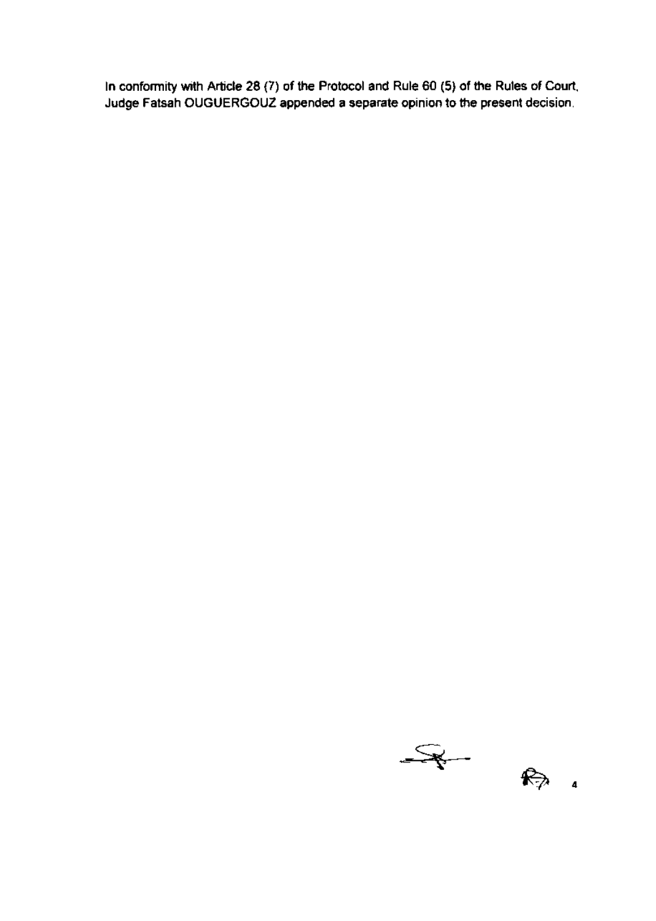In conformity with Article 28 (7) of the Protocol and Rule 60 (5) of the Rules of Court, Judge Fatsah OUGUERGOUZ appended a separate opinion to the present decision.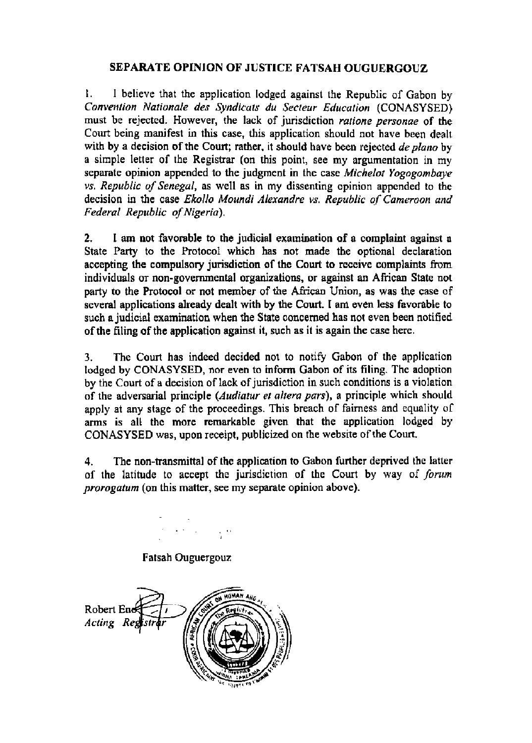## SEPARATE OPINION OF JUSTICE FATSAH OUGUERGOUZ

1. I believe that the application lodged against the Republic of Gabon by *Convention Nationale des Syndicats du Secteur Education* (CONASYSED) must be rejected. However, the lack of jurisdiction *ratione personae* of the Court being manifest in this case, this application should not have been dealt with by a decision of the Court; rather, it should have been rejected *de plano* by a simple letter of the Registrar (on this point, see my argumentation in my separate opinion appended to the judgment in the case *Michelot Yogogombaye vs. Republic of Senegal*, as well as in my dissenting opinion appended to the decision in the case *Ekollo Moundi Alexandre vs. Republic of Cameroon and Federal Republic of Nigeria*).

2. I am not favorable to the judicial examination of a complaint against a State Party to the Protocol which has not made the optional declaration accepting the compulsory jurisdiction of the Court to receive complaints from individuals or non-governmental organizations, or against an African State not party to the Protocol or not member of the African Union, as was the case of several applications already dealt with by the Court. I am even less favorable to such a judicial examination when the State concerned has not even been notified of the filing of the application against it, such as it is again the case here.

3. The Court has indeed decided not to notify Gabon of the application lodged by CONASYSED, nor even to inform Gabon of its filing. The adoption by the Court of a decision of lack of jurisdiction in such conditions is a violation of the adversarial principle (*Audiatur et altera pars*), a principle which should apply at any stage of the proceedings. This breach of fairness and equality of arms is all the more remarkable given that the application lodged by CONASYSED was, upon receipt, publicized on the website of the Court.

4. The non-transmittal of the application to Gabon further deprived the latter of the latitude to accept the jurisdiction of the Court by way of *forum prorogatum* (on this matter, see my separate opinion above).

Fatsah Ouguergouz

Robert Eno
*Acting Registrar*